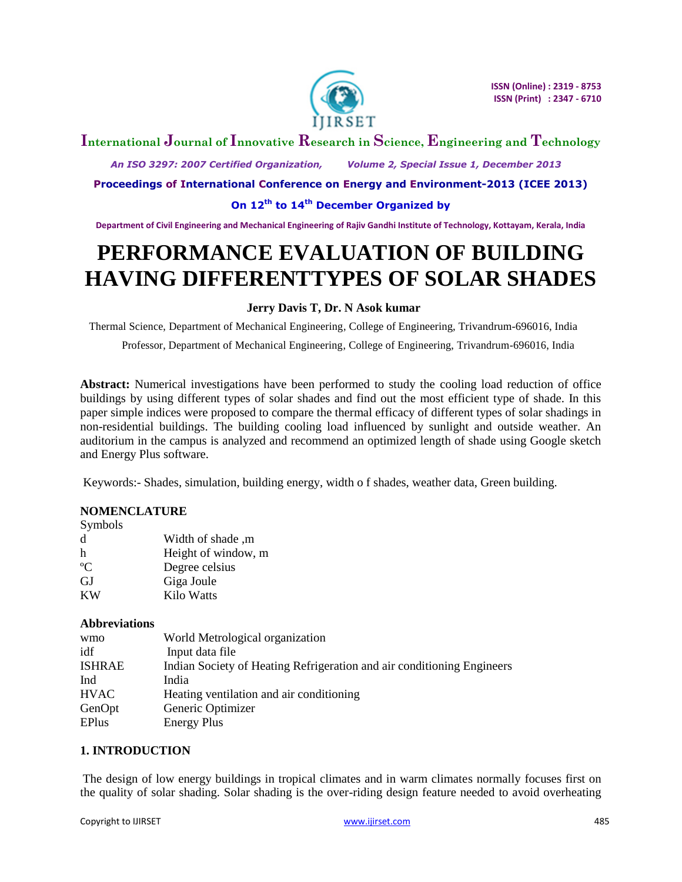# PERFORMANCE EVALUATION OF BUILDING HAVING DIFFERENTTYPES OF SOLAR SHADES

**Jerry Davis T, Dr. N Asok kumar**

Thermal Science, Department of Mechanical Engineering, College of Engineering, Trivandrum-696016, India

Professor, Department of Mechanical Engineering, College of Engineering, Trivandrum-696016, India

**Abstract:** Numerical investigations have been performed to study the cooling load reduction of office buildings by using different types of solar shades and find out the most efficient type of shade. In this paper simple indices were proposed to compare the thermal efficacy of different types of solar shadings in non-residential buildings. The building cooling load influenced by sunlight and outside weather. An auditorium in the campus is analyzed and recommend an optimized length of shade using Google sketch and Energy Plus software.

Keywords:- Shades, simulation, building energy, width o f shades, weather data, Green building.

## NOMENCLATURE

Symbols

| | |
|---|---|
| d | Width of shade ,m |
| h | Height of window, m |
| ºC | Degree celsius |
| GJ | Giga Joule |
| KW | Kilo Watts |

### Abbreviations

| | |
|---|---|
| wmo | World Metrological organization |
| idf | Input data file |
| ISHRAE | Indian Society of Heating Refrigeration and air conditioning Engineers |
| Ind | India |
| HVAC | Heating ventilation and air conditioning |
| GenOpt | Generic Optimizer |
| EPlus | Energy Plus |

## 1. INTRODUCTION

The design of low energy buildings in tropical climates and in warm climates normally focuses first on the quality of solar shading. Solar shading is the over-riding design feature needed to avoid overheating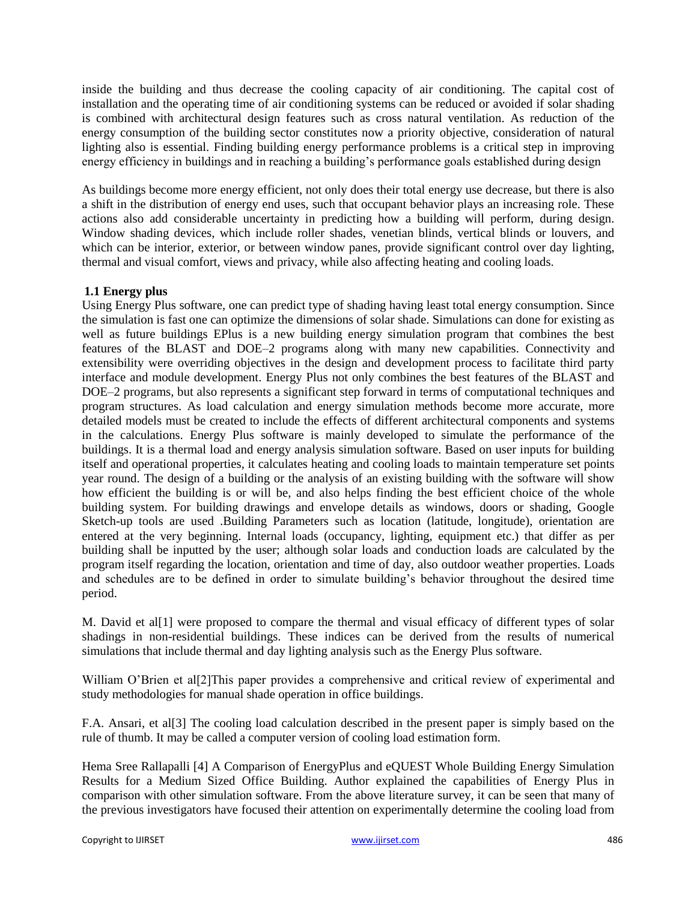inside the building and thus decrease the cooling capacity of air conditioning. The capital cost of installation and the operating time of air conditioning systems can be reduced or avoided if solar shading is combined with architectural design features such as cross natural ventilation. As reduction of the energy consumption of the building sector constitutes now a priority objective, consideration of natural lighting also is essential. Finding building energy performance problems is a critical step in improving energy efficiency in buildings and in reaching a building's performance goals established during design

As buildings become more energy efficient, not only does their total energy use decrease, but there is also a shift in the distribution of energy end uses, such that occupant behavior plays an increasing role. These actions also add considerable uncertainty in predicting how a building will perform, during design. Window shading devices, which include roller shades, venetian blinds, vertical blinds or louvers, and which can be interior, exterior, or between window panes, provide significant control over day lighting, thermal and visual comfort, views and privacy, while also affecting heating and cooling loads.

### 1.1 Energy plus

Using Energy Plus software, one can predict type of shading having least total energy consumption. Since the simulation is fast one can optimize the dimensions of solar shade. Simulations can done for existing as well as future buildings EPlus is a new building energy simulation program that combines the best features of the BLAST and DOE–2 programs along with many new capabilities. Connectivity and extensibility were overriding objectives in the design and development process to facilitate third party interface and module development. Energy Plus not only combines the best features of the BLAST and DOE–2 programs, but also represents a significant step forward in terms of computational techniques and program structures. As load calculation and energy simulation methods become more accurate, more detailed models must be created to include the effects of different architectural components and systems in the calculations. Energy Plus software is mainly developed to simulate the performance of the buildings. It is a thermal load and energy analysis simulation software. Based on user inputs for building itself and operational properties, it calculates heating and cooling loads to maintain temperature set points year round. The design of a building or the analysis of an existing building with the software will show how efficient the building is or will be, and also helps finding the best efficient choice of the whole building system. For building drawings and envelope details as windows, doors or shading, Google Sketch-up tools are used .Building Parameters such as location (latitude, longitude), orientation are entered at the very beginning. Internal loads (occupancy, lighting, equipment etc.) that differ as per building shall be inputted by the user; although solar loads and conduction loads are calculated by the program itself regarding the location, orientation and time of day, also outdoor weather properties. Loads and schedules are to be defined in order to simulate building's behavior throughout the desired time period.

M. David et al[1] were proposed to compare the thermal and visual efficacy of different types of solar shadings in non-residential buildings. These indices can be derived from the results of numerical simulations that include thermal and day lighting analysis such as the Energy Plus software.

William O'Brien et al[2]This paper provides a comprehensive and critical review of experimental and study methodologies for manual shade operation in office buildings.

F.A. Ansari, et al[3] The cooling load calculation described in the present paper is simply based on the rule of thumb. It may be called a computer version of cooling load estimation form.

Hema Sree Rallapalli [4] A Comparison of EnergyPlus and eQUEST Whole Building Energy Simulation Results for a Medium Sized Office Building. Author explained the capabilities of Energy Plus in comparison with other simulation software. From the above literature survey, it can be seen that many of the previous investigators have focused their attention on experimentally determine the cooling load from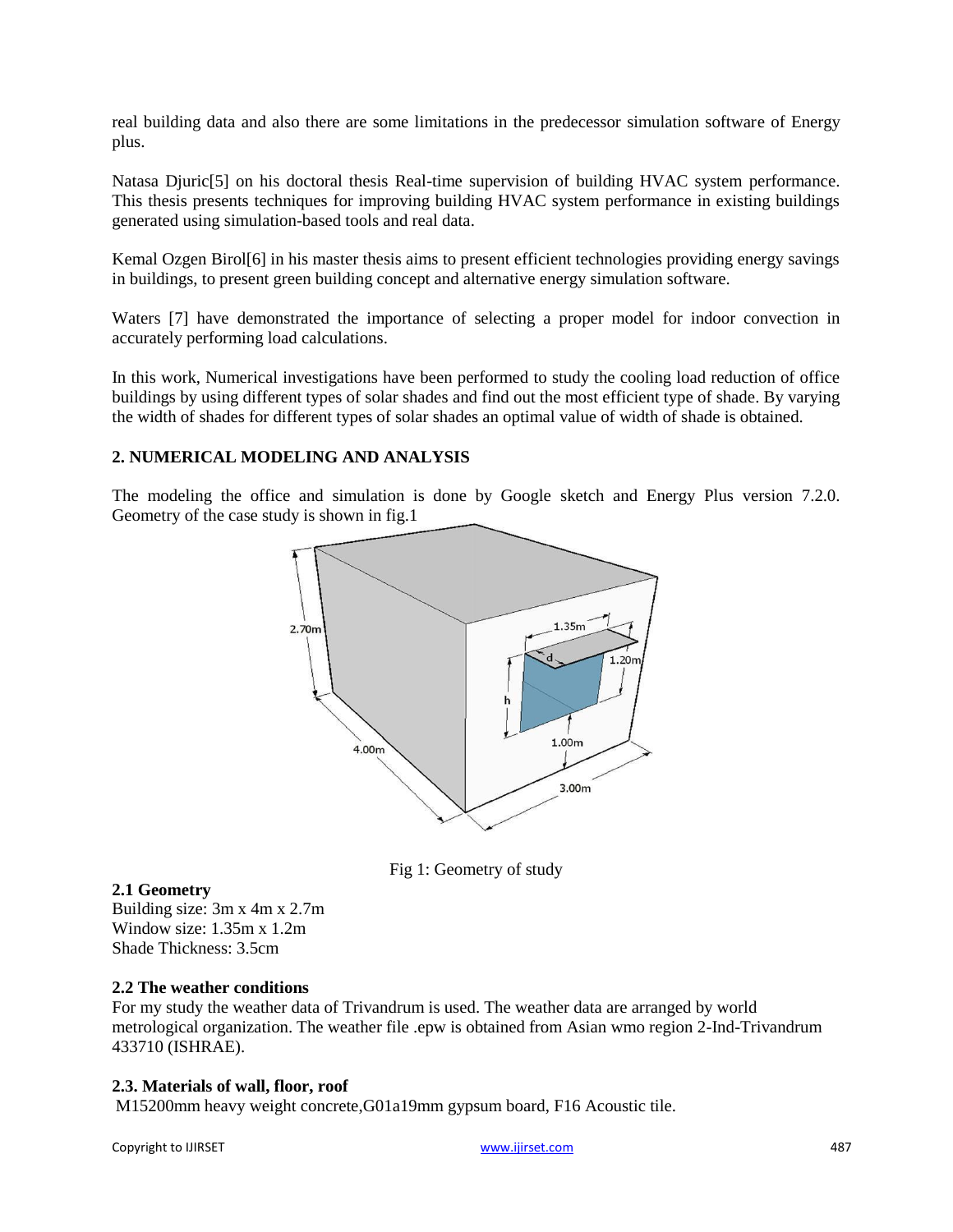real building data and also there are some limitations in the predecessor simulation software of Energy plus.

Natasa Djuric[5] on his doctoral thesis Real-time supervision of building HVAC system performance. This thesis presents techniques for improving building HVAC system performance in existing buildings generated using simulation-based tools and real data.

Kemal Ozgen Birol[6] in his master thesis aims to present efficient technologies providing energy savings in buildings, to present green building concept and alternative energy simulation software.

Waters [7] have demonstrated the importance of selecting a proper model for indoor convection in accurately performing load calculations.

In this work, Numerical investigations have been performed to study the cooling load reduction of office buildings by using different types of solar shades and find out the most efficient type of shade. By varying the width of shades for different types of solar shades an optimal value of width of shade is obtained.

## 2. NUMERICAL MODELING AND ANALYSIS

The modeling the office and simulation is done by Google sketch and Energy Plus version 7.2.0. Geometry of the case study is shown in fig.1

Fig 1: Geometry of study

### 2.1 Geometry

Building size: 3m x 4m x 2.7m
Window size: 1.35m x 1.2m
Shade Thickness: 3.5cm

### 2.2 The weather conditions

For my study the weather data of Trivandrum is used. The weather data are arranged by world metrological organization. The weather file .epw is obtained from Asian wmo region 2-Ind-Trivandrum 433710 (ISHRAE).

### 2.3. Materials of wall, floor, roof

M15200mm heavy weight concrete,G01a19mm gypsum board, F16 Acoustic tile.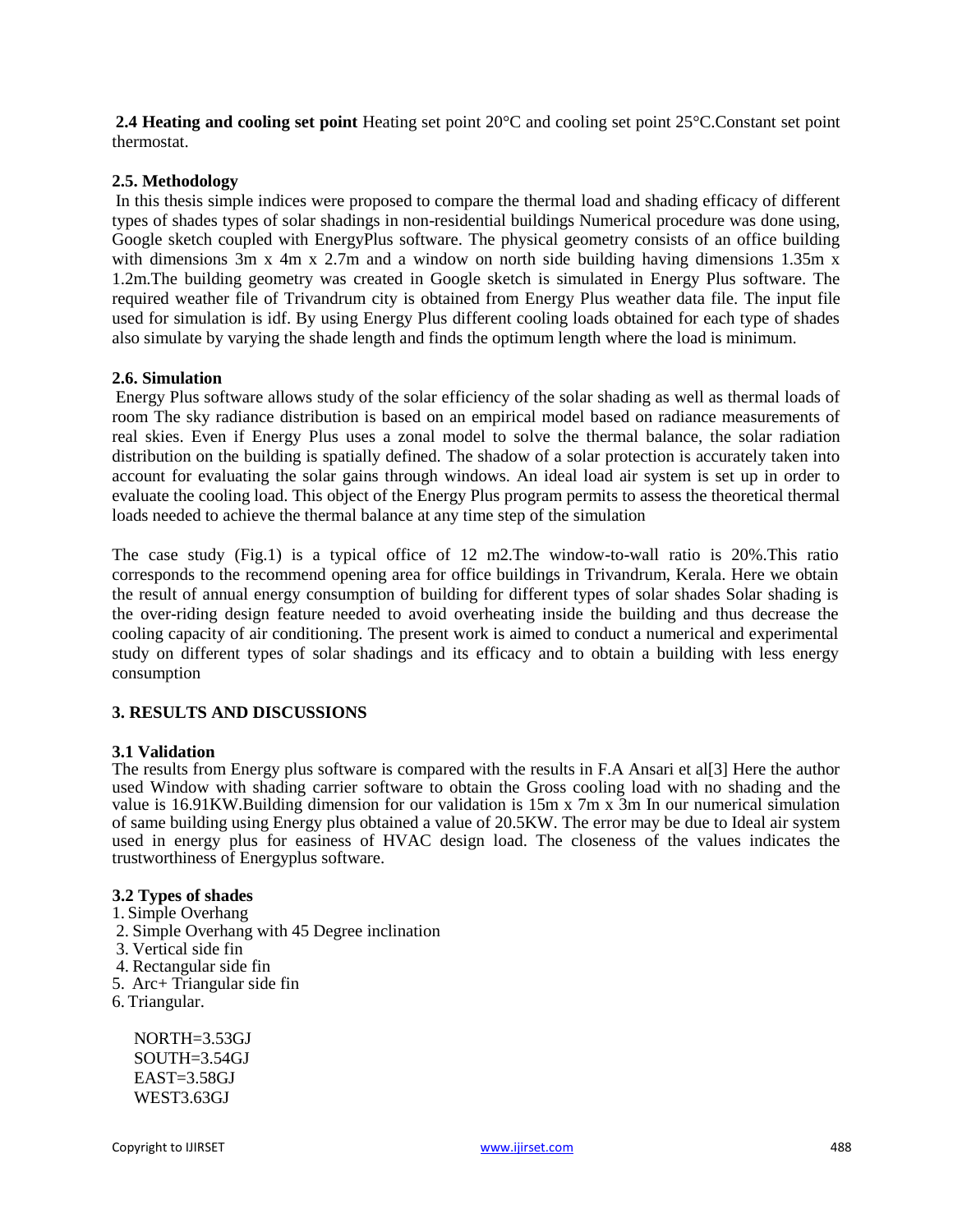**2.4 Heating and cooling set point** Heating set point 20°C and cooling set point 25°C.Constant set point thermostat.

### 2.5. Methodology

In this thesis simple indices were proposed to compare the thermal load and shading efficacy of different types of shades types of solar shadings in non-residential buildings Numerical procedure was done using, Google sketch coupled with EnergyPlus software. The physical geometry consists of an office building with dimensions 3m x 4m x 2.7m and a window on north side building having dimensions 1.35m x 1.2m.The building geometry was created in Google sketch is simulated in Energy Plus software. The required weather file of Trivandrum city is obtained from Energy Plus weather data file. The input file used for simulation is idf. By using Energy Plus different cooling loads obtained for each type of shades also simulate by varying the shade length and finds the optimum length where the load is minimum.

### 2.6. Simulation

Energy Plus software allows study of the solar efficiency of the solar shading as well as thermal loads of room The sky radiance distribution is based on an empirical model based on radiance measurements of real skies. Even if Energy Plus uses a zonal model to solve the thermal balance, the solar radiation distribution on the building is spatially defined. The shadow of a solar protection is accurately taken into account for evaluating the solar gains through windows. An ideal load air system is set up in order to evaluate the cooling load. This object of the Energy Plus program permits to assess the theoretical thermal loads needed to achieve the thermal balance at any time step of the simulation

The case study (Fig.1) is a typical office of 12 m2.The window-to-wall ratio is 20%.This ratio corresponds to the recommend opening area for office buildings in Trivandrum, Kerala. Here we obtain the result of annual energy consumption of building for different types of solar shades Solar shading is the over-riding design feature needed to avoid overheating inside the building and thus decrease the cooling capacity of air conditioning. The present work is aimed to conduct a numerical and experimental study on different types of solar shadings and its efficacy and to obtain a building with less energy consumption

## 3. RESULTS AND DISCUSSIONS

### 3.1 Validation

The results from Energy plus software is compared with the results in F.A Ansari et al[3] Here the author used Window with shading carrier software to obtain the Gross cooling load with no shading and the value is 16.91KW.Building dimension for our validation is 15m x 7m x 3m In our numerical simulation of same building using Energy plus obtained a value of 20.5KW. The error may be due to Ideal air system used in energy plus for easiness of HVAC design load. The closeness of the values indicates the trustworthiness of Energyplus software.

### 3.2 Types of shades

1. Simple Overhang
2. Simple Overhang with 45 Degree inclination
3. Vertical side fin
4. Rectangular side fin
5. Arc+ Triangular side fin
6. Triangular.

NORTH=3.53GJ
SOUTH=3.54GJ
EAST=3.58GJ
WEST3.63GJ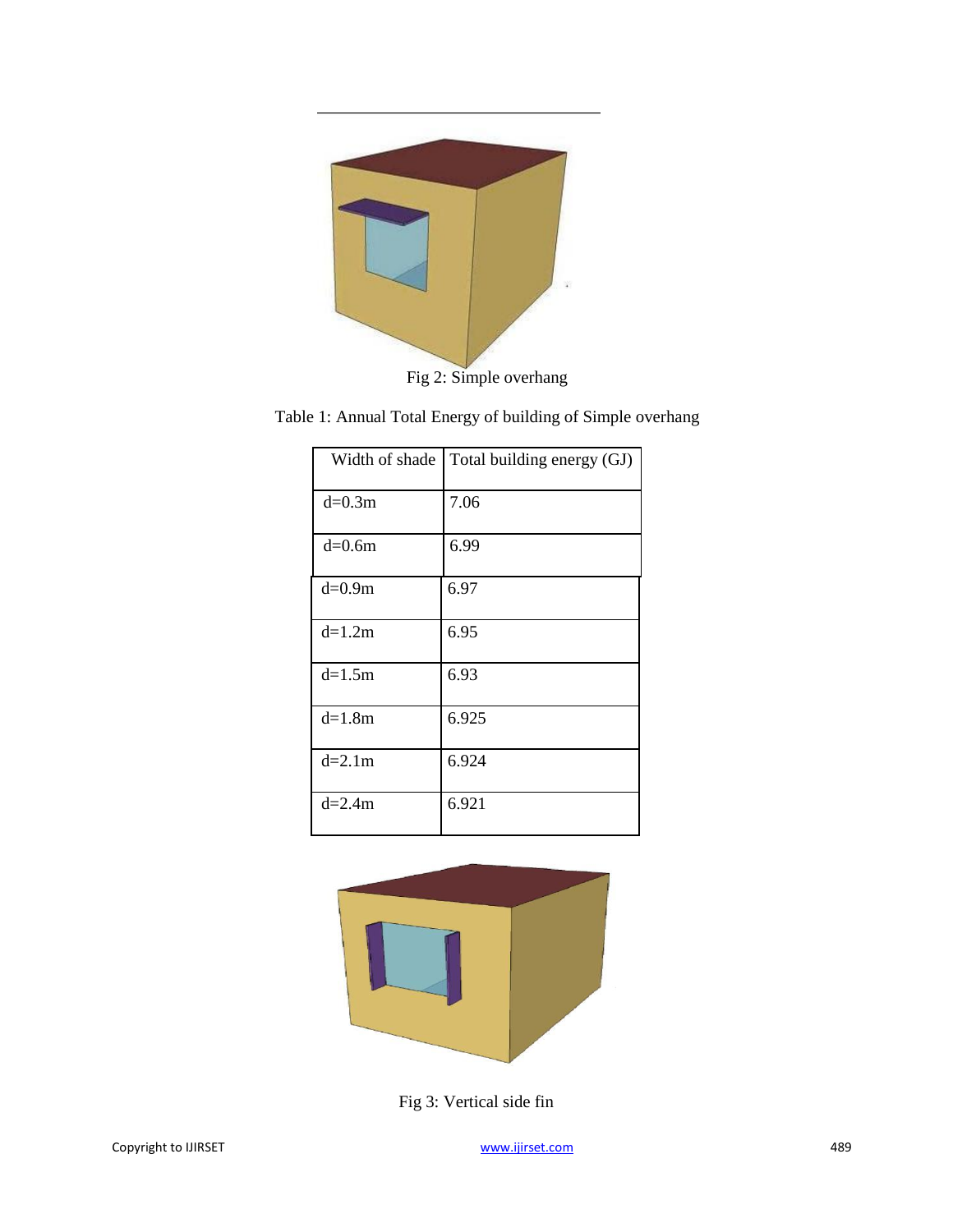Fig 2: Simple overhang

Table 1: Annual Total Energy of building of Simple overhang

| Width of shade | Total building energy (GJ) |
|---|---|
| d=0.3m | 7.06 |
| d=0.6m | 6.99 |
| d=0.9m | 6.97 |
| d=1.2m | 6.95 |
| d=1.5m | 6.93 |
| d=1.8m | 6.925 |
| d=2.1m | 6.924 |
| d=2.4m | 6.921 |

Fig 3: Vertical side fin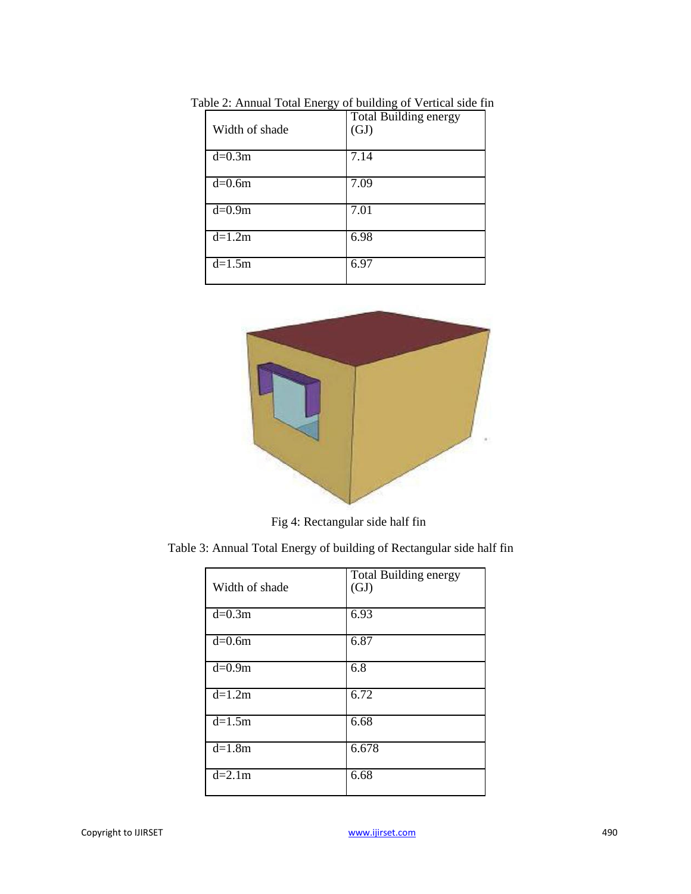Table 2: Annual Total Energy of building of Vertical side fin

| Width of shade | Total Building energy (GJ) |
| --- | --- |
| d=0.3m | 7.14 |
| d=0.6m | 7.09 |
| d=0.9m | 7.01 |
| d=1.2m | 6.98 |
| d=1.5m | 6.97 |

Fig 4: Rectangular side half fin

Table 3: Annual Total Energy of building of Rectangular side half fin

| Width of shade | Total Building energy (GJ) |
| --- | --- |
| d=0.3m | 6.93 |
| d=0.6m | 6.87 |
| d=0.9m | 6.8 |
| d=1.2m | 6.72 |
| d=1.5m | 6.68 |
| d=1.8m | 6.678 |
| d=2.1m | 6.68 |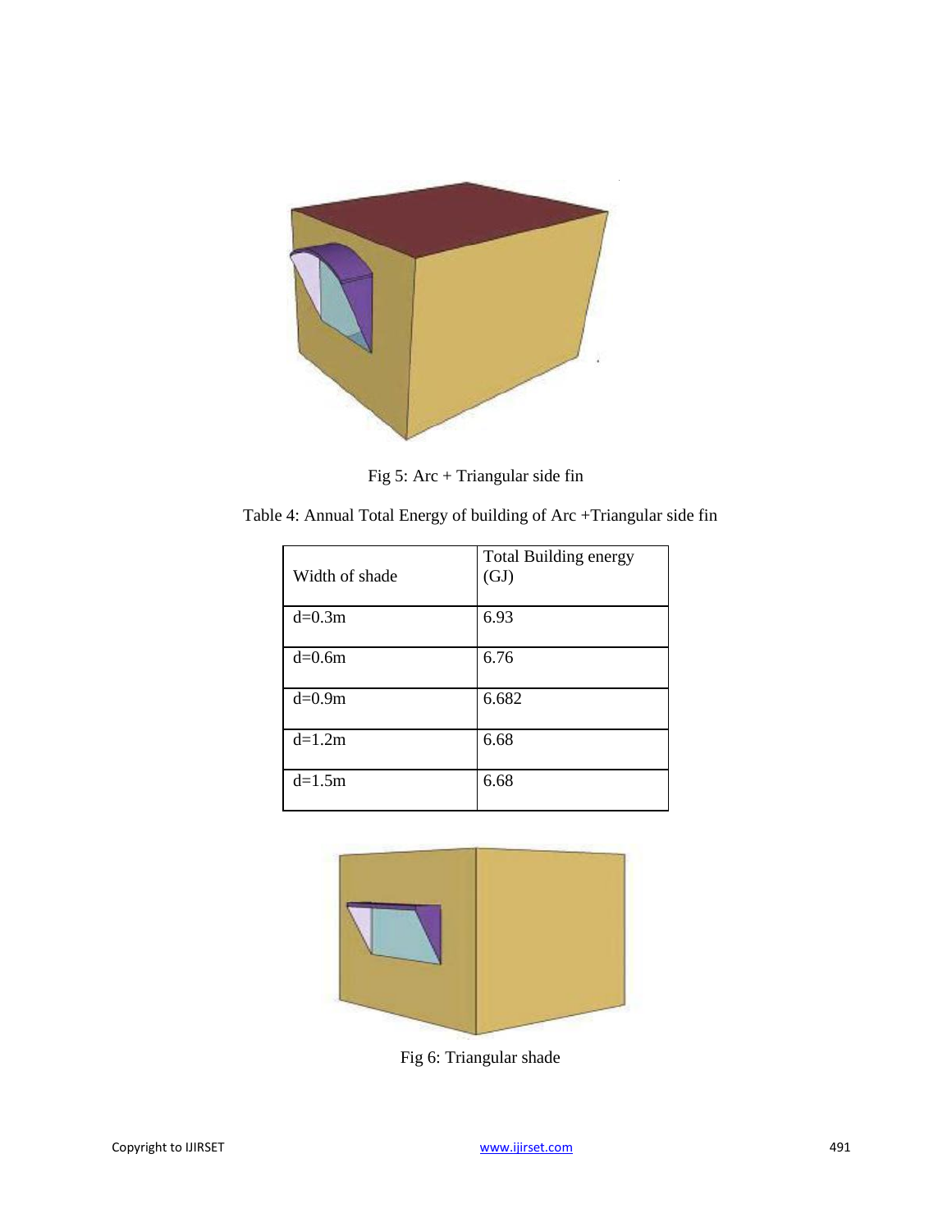Fig 5: Arc + Triangular side fin

Table 4: Annual Total Energy of building of Arc +Triangular side fin

| Width of shade | Total Building energy (GJ) |
|---|---|
| d=0.3m | 6.93 |
| d=0.6m | 6.76 |
| d=0.9m | 6.682 |
| d=1.2m | 6.68 |
| d=1.5m | 6.68 |

Fig 6: Triangular shade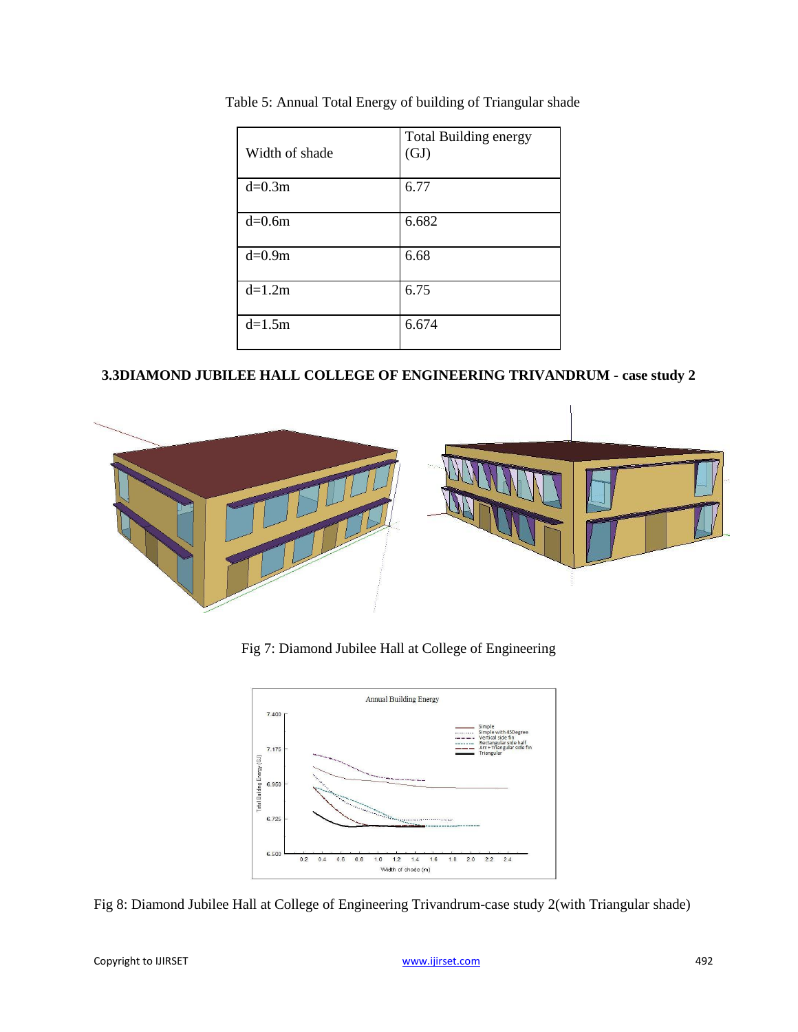Table 5: Annual Total Energy of building of Triangular shade

| Width of shade | Total Building energy (GJ) |
|---|---|
| d=0.3m | 6.77 |
| d=0.6m | 6.682 |
| d=0.9m | 6.68 |
| d=1.2m | 6.75 |
| d=1.5m | 6.674 |

### 3.3DIAMOND JUBILEE HALL COLLEGE OF ENGINEERING TRIVANDRUM - case study 2

Fig 7: Diamond Jubilee Hall at College of Engineering

Fig 8: Diamond Jubilee Hall at College of Engineering Trivandrum-case study 2(with Triangular shade)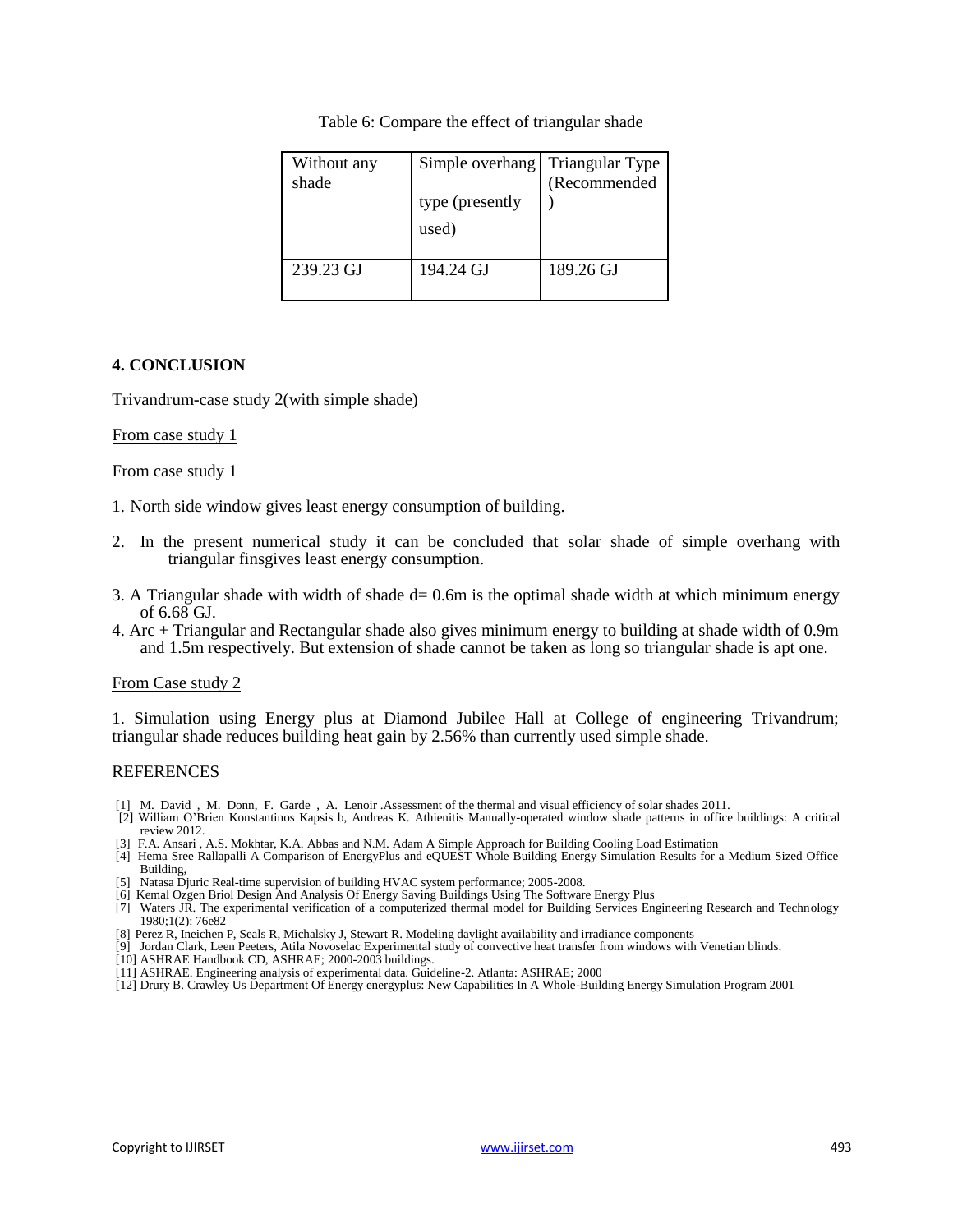Table 6: Compare the effect of triangular shade

| Without any shade | Simple overhang type (presently used) | Triangular Type (Recommended) |
|---|---|---|
| 239.23 GJ | 194.24 GJ | 189.26 GJ |

## 4. CONCLUSION

Trivandrum-case study 2(with simple shade)

From case study 1

From case study 1

1. North side window gives least energy consumption of building.
2. In the present numerical study it can be concluded that solar shade of simple overhang with triangular finsgives least energy consumption.
3. A Triangular shade with width of shade d= 0.6m is the optimal shade width at which minimum energy of 6.68 GJ.
4. Arc + Triangular and Rectangular shade also gives minimum energy to building at shade width of 0.9m and 1.5m respectively. But extension of shade cannot be taken as long so triangular shade is apt one.

From Case study 2

1. Simulation using Energy plus at Diamond Jubilee Hall at College of engineering Trivandrum; triangular shade reduces building heat gain by 2.56% than currently used simple shade.

## REFERENCES

[1] M. David , M. Donn, F. Garde , A. Lenoir .Assessment of the thermal and visual efficiency of solar shades 2011.
[2] William O'Brien Konstantinos Kapsis b, Andreas K. Athienitis Manually-operated window shade patterns in office buildings: A critical review 2012.
[3] F.A. Ansari , A.S. Mokhtar, K.A. Abbas and N.M. Adam A Simple Approach for Building Cooling Load Estimation
[4] Hema Sree Rallapalli A Comparison of EnergyPlus and eQUEST Whole Building Energy Simulation Results for a Medium Sized Office Building,
[5] Natasa Djuric Real-time supervision of building HVAC system performance; 2005-2008.
[6] Kemal Ozgen Briol Design And Analysis Of Energy Saving Buildings Using The Software Energy Plus
[7] Waters JR. The experimental verification of a computerized thermal model for Building Services Engineering Research and Technology 1980;1(2): 76e82
[8] Perez R, Ineichen P, Seals R, Michalsky J, Stewart R. Modeling daylight availability and irradiance components
[9] Jordan Clark, Leen Peeters, Atila Novoselac Experimental study of convective heat transfer from windows with Venetian blinds.
[10] ASHRAE Handbook CD, ASHRAE; 2000-2003 buildings.
[11] ASHRAE. Engineering analysis of experimental data. Guideline-2. Atlanta: ASHRAE; 2000
[12] Drury B. Crawley Us Department Of Energy energyplus: New Capabilities In A Whole-Building Energy Simulation Program 2001